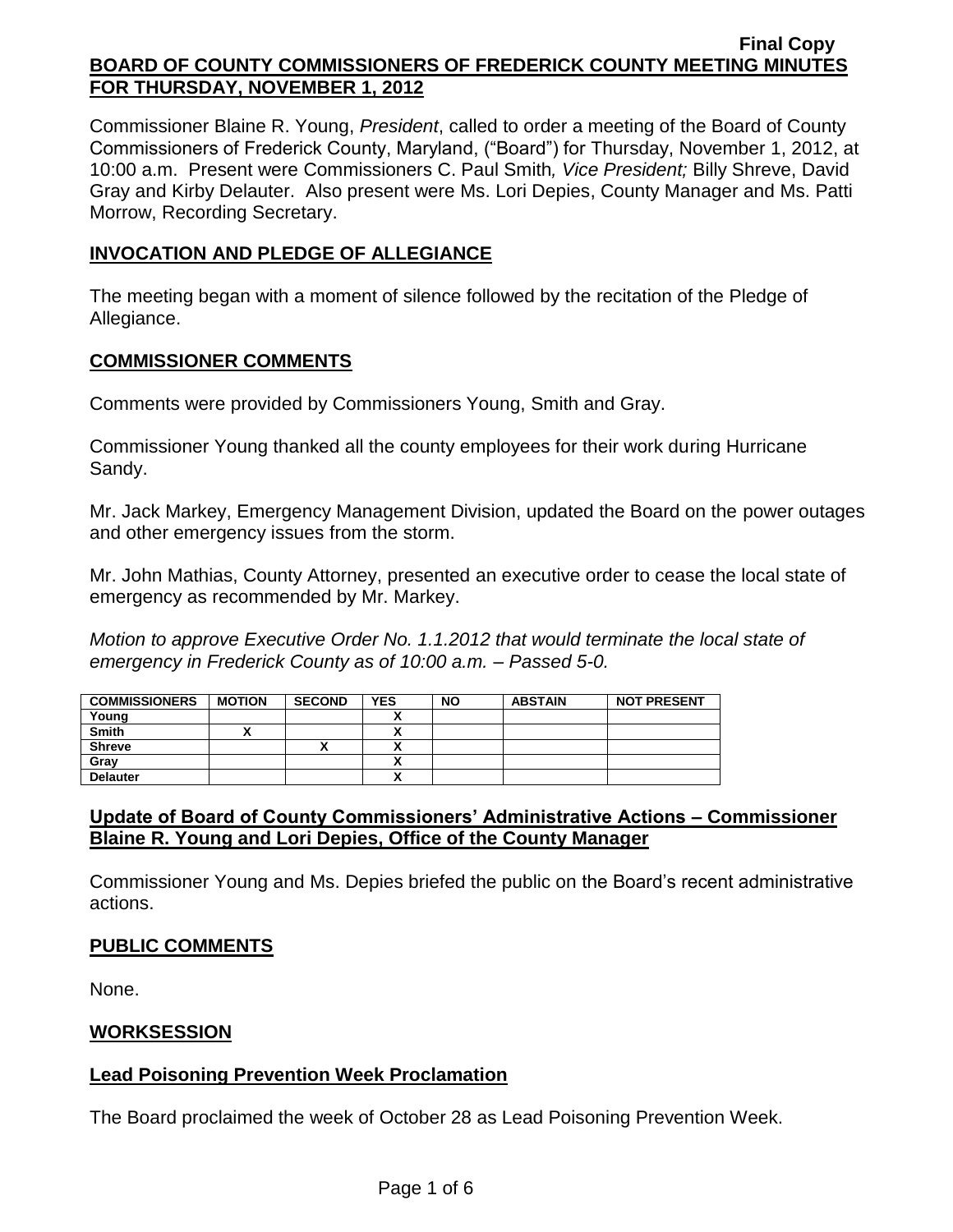Final Copy

# BOARD OF COUNTY COMMISSIONERS OF FREDERICK COUNTY MEETING MINUTES FOR THURSDAY, NOVEMBER 1, 2012

Commissioner Blaine R. Young, *President*, called to order a meeting of the Board of County Commissioners of Frederick County, Maryland, ("Board") for Thursday, November 1, 2012, at 10:00 a.m. Present were Commissioners C. Paul Smith*, Vice President;* Billy Shreve, David Gray and Kirby Delauter. Also present were Ms. Lori Depies, County Manager and Ms. Patti Morrow, Recording Secretary.

## INVOCATION AND PLEDGE OF ALLEGIANCE

The meeting began with a moment of silence followed by the recitation of the Pledge of Allegiance.

## COMMISSIONER COMMENTS

Comments were provided by Commissioners Young, Smith and Gray.

Commissioner Young thanked all the county employees for their work during Hurricane Sandy.

Mr. Jack Markey, Emergency Management Division, updated the Board on the power outages and other emergency issues from the storm.

Mr. John Mathias, County Attorney, presented an executive order to cease the local state of emergency as recommended by Mr. Markey.

*Motion to approve Executive Order No. 1.1.2012 that would terminate the local state of emergency in Frederick County as of 10:00 a.m. – Passed 5-0.*

| COMMISSIONERS | MOTION | SECOND | YES | NO | ABSTAIN | NOT PRESENT |
|---|---|---|---|---|---|---|
| Young | | | X | | | |
| Smith | X | | X | | | |
| Shreve | | X | X | | | |
| Gray | | | X | | | |
| Delauter | | | X | | | |

## Update of Board of County Commissioners' Administrative Actions – Commissioner Blaine R. Young and Lori Depies, Office of the County Manager

Commissioner Young and Ms. Depies briefed the public on the Board's recent administrative actions.

## PUBLIC COMMENTS

None.

## WORKSESSION

## Lead Poisoning Prevention Week Proclamation

The Board proclaimed the week of October 28 as Lead Poisoning Prevention Week.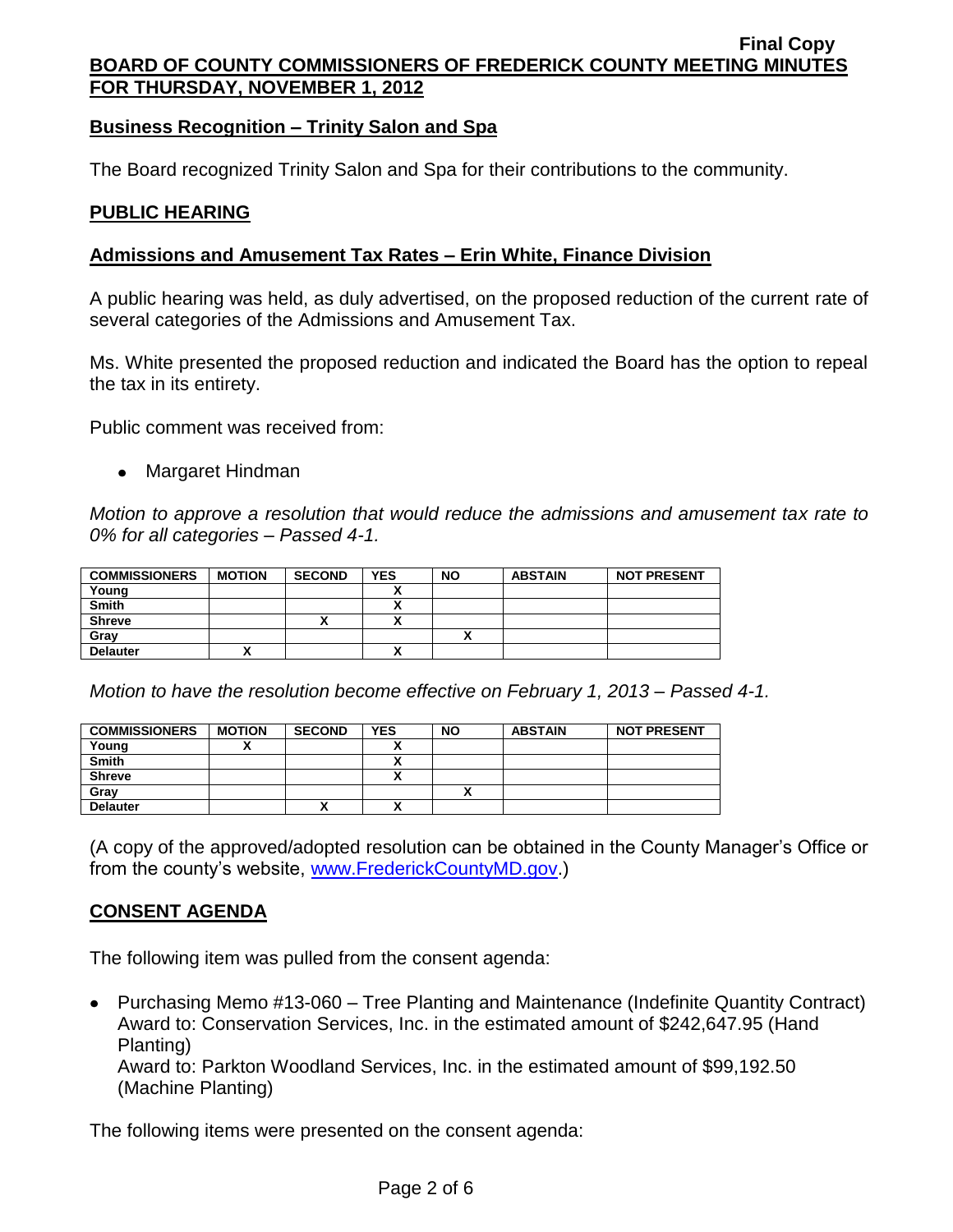## Business Recognition – Trinity Salon and Spa

The Board recognized Trinity Salon and Spa for their contributions to the community.

## PUBLIC HEARING

## Admissions and Amusement Tax Rates – Erin White, Finance Division

A public hearing was held, as duly advertised, on the proposed reduction of the current rate of several categories of the Admissions and Amusement Tax.

Ms. White presented the proposed reduction and indicated the Board has the option to repeal the tax in its entirety.

Public comment was received from:

- Margaret Hindman

*Motion to approve a resolution that would reduce the admissions and amusement tax rate to 0% for all categories – Passed 4-1.*

| COMMISSIONERS | MOTION | SECOND | YES | NO | ABSTAIN | NOT PRESENT |
|---|---|---|---|---|---|---|
| Young | | | X | | | |
| Smith | | | X | | | |
| Shreve | | X | X | | | |
| Gray | | | | X | | |
| Delauter | X | | X | | | |

*Motion to have the resolution become effective on February 1, 2013 – Passed 4-1.*

| COMMISSIONERS | MOTION | SECOND | YES | NO | ABSTAIN | NOT PRESENT |
|---|---|---|---|---|---|---|
| Young | X | | X | | | |
| Smith | | | X | | | |
| Shreve | | | X | | | |
| Gray | | | | X | | |
| Delauter | | X | X | | | |

(A copy of the approved/adopted resolution can be obtained in the County Manager's Office or from the county's website, www.FrederickCountyMD.gov.)

## CONSENT AGENDA

The following item was pulled from the consent agenda:

- Purchasing Memo #13-060 – Tree Planting and Maintenance (Indefinite Quantity Contract) Award to: Conservation Services, Inc. in the estimated amount of $242,647.95 (Hand Planting)
  Award to: Parkton Woodland Services, Inc. in the estimated amount of $99,192.50 (Machine Planting)

The following items were presented on the consent agenda: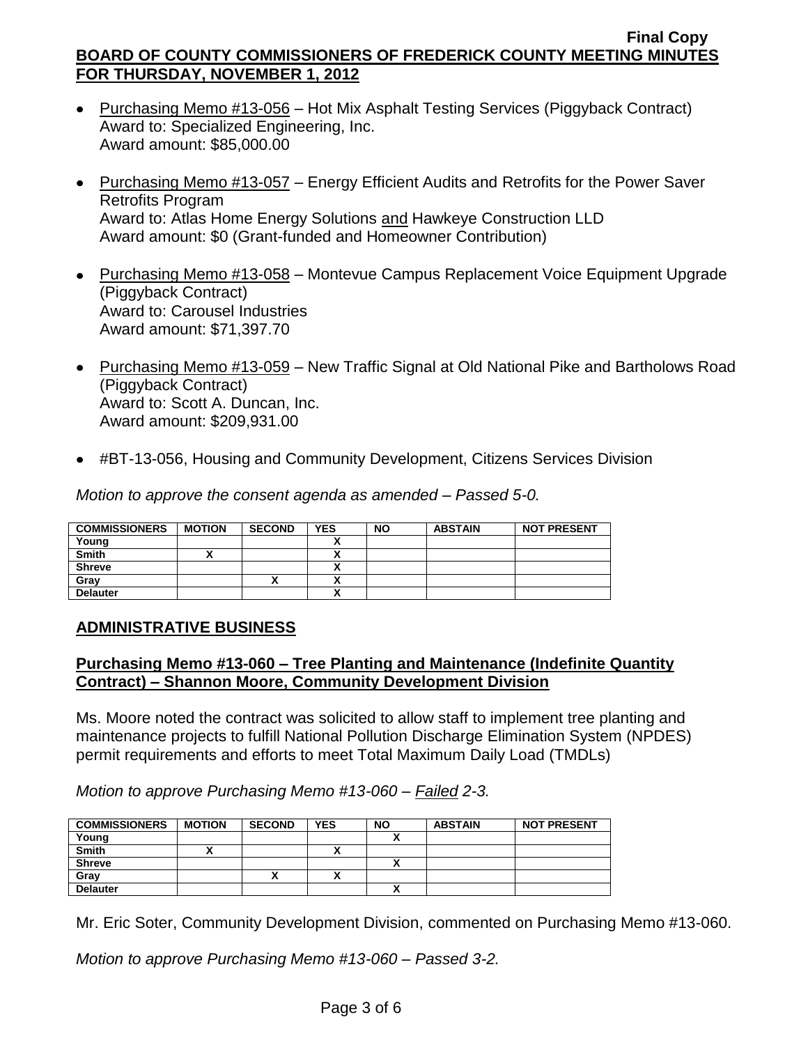- Purchasing Memo #13-056 – Hot Mix Asphalt Testing Services (Piggyback Contract)
  Award to: Specialized Engineering, Inc.
  Award amount: $85,000.00

- Purchasing Memo #13-057 – Energy Efficient Audits and Retrofits for the Power Saver Retrofits Program
  Award to: Atlas Home Energy Solutions and Hawkeye Construction LLD
  Award amount: $0 (Grant-funded and Homeowner Contribution)

- Purchasing Memo #13-058 – Montevue Campus Replacement Voice Equipment Upgrade (Piggyback Contract)
  Award to: Carousel Industries
  Award amount: $71,397.70

- Purchasing Memo #13-059 – New Traffic Signal at Old National Pike and Bartholows Road (Piggyback Contract)
  Award to: Scott A. Duncan, Inc.
  Award amount: $209,931.00

- #BT-13-056, Housing and Community Development, Citizens Services Division

*Motion to approve the consent agenda as amended – Passed 5-0.*

| COMMISSIONERS | MOTION | SECOND | YES | NO | ABSTAIN | NOT PRESENT |
|---|---|---|---|---|---|---|
| Young | | | X | | | |
| Smith | X | | X | | | |
| Shreve | | | X | | | |
| Gray | | X | X | | | |
| Delauter | | | X | | | |

## ADMINISTRATIVE BUSINESS

### Purchasing Memo #13-060 – Tree Planting and Maintenance (Indefinite Quantity Contract) – Shannon Moore, Community Development Division

Ms. Moore noted the contract was solicited to allow staff to implement tree planting and maintenance projects to fulfill National Pollution Discharge Elimination System (NPDES) permit requirements and efforts to meet Total Maximum Daily Load (TMDLs)

*Motion to approve Purchasing Memo #13-060 – Failed 2-3.*

| COMMISSIONERS | MOTION | SECOND | YES | NO | ABSTAIN | NOT PRESENT |
|---|---|---|---|---|---|---|
| Young | | | | X | | |
| Smith | X | | X | | | |
| Shreve | | | | X | | |
| Gray | | X | X | | | |
| Delauter | | | | X | | |

Mr. Eric Soter, Community Development Division, commented on Purchasing Memo #13-060.

*Motion to approve Purchasing Memo #13-060 – Passed 3-2.*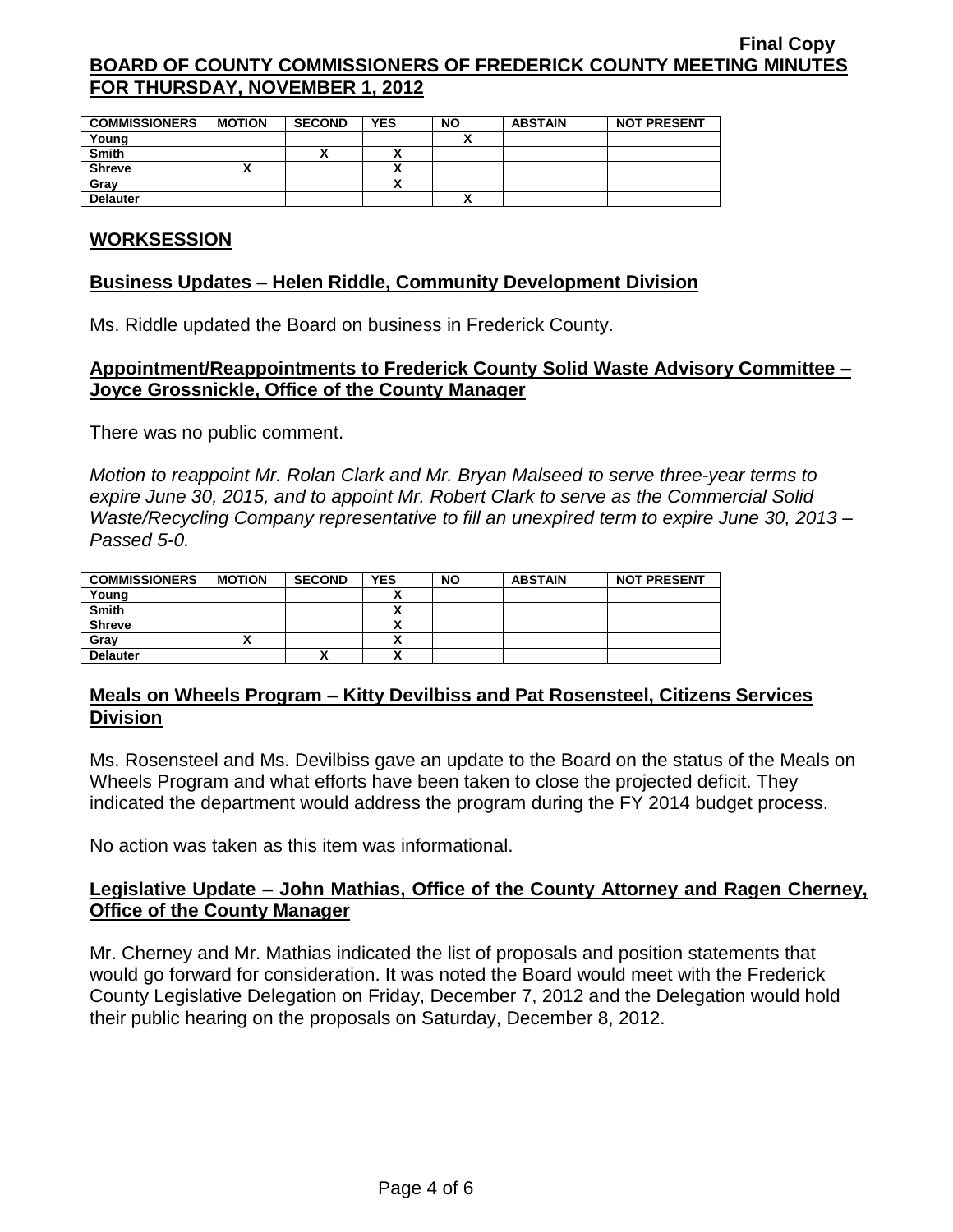Final Copy

**BOARD OF COUNTY COMMISSIONERS OF FREDERICK COUNTY MEETING MINUTES FOR THURSDAY, NOVEMBER 1, 2012**

| COMMISSIONERS | MOTION | SECOND | YES | NO | ABSTAIN | NOT PRESENT |
|---|---|---|---|---|---|---|
| Young | | | | X | | |
| Smith | | X | X | | | |
| Shreve | X | | X | | | |
| Gray | | | X | | | |
| Delauter | | | | X | | |

## WORKSESSION

### Business Updates – Helen Riddle, Community Development Division

Ms. Riddle updated the Board on business in Frederick County.

### Appointment/Reappointments to Frederick County Solid Waste Advisory Committee – Joyce Grossnickle, Office of the County Manager

There was no public comment.

*Motion to reappoint Mr. Rolan Clark and Mr. Bryan Malseed to serve three-year terms to expire June 30, 2015, and to appoint Mr. Robert Clark to serve as the Commercial Solid Waste/Recycling Company representative to fill an unexpired term to expire June 30, 2013 – Passed 5-0.*

| COMMISSIONERS | MOTION | SECOND | YES | NO | ABSTAIN | NOT PRESENT |
|---|---|---|---|---|---|---|
| Young | | | X | | | |
| Smith | | | X | | | |
| Shreve | | | X | | | |
| Gray | X | | X | | | |
| Delauter | | X | X | | | |

### Meals on Wheels Program – Kitty Devilbiss and Pat Rosensteel, Citizens Services Division

Ms. Rosensteel and Ms. Devilbiss gave an update to the Board on the status of the Meals on Wheels Program and what efforts have been taken to close the projected deficit. They indicated the department would address the program during the FY 2014 budget process.

No action was taken as this item was informational.

### Legislative Update – John Mathias, Office of the County Attorney and Ragen Cherney, Office of the County Manager

Mr. Cherney and Mr. Mathias indicated the list of proposals and position statements that would go forward for consideration. It was noted the Board would meet with the Frederick County Legislative Delegation on Friday, December 7, 2012 and the Delegation would hold their public hearing on the proposals on Saturday, December 8, 2012.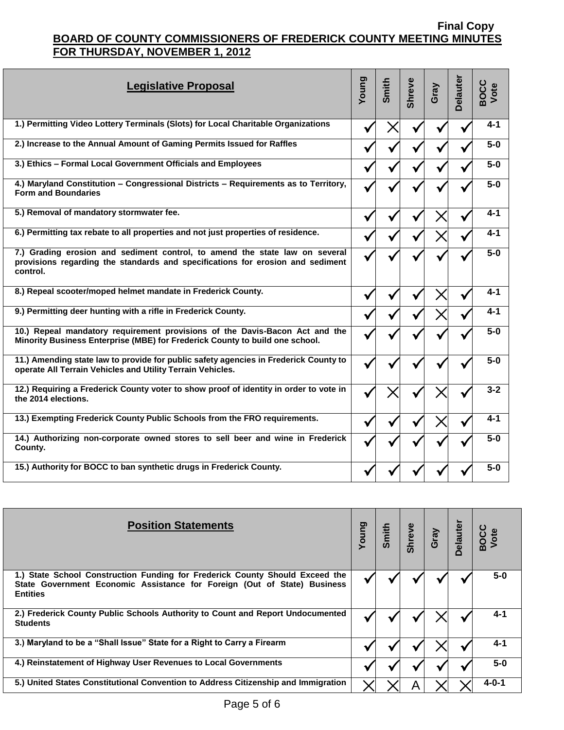**Final Copy**

**BOARD OF COUNTY COMMISSIONERS OF FREDERICK COUNTY MEETING MINUTES FOR THURSDAY, NOVEMBER 1, 2012**

| Legislative Proposal | Young | Smith | Shreve | Gray | Delauter | BOCC Vote |
|---|---|---|---|---|---|---|
| 1.) Permitting Video Lottery Terminals (Slots) for Local Charitable Organizations | ✓ | X | ✓ | ✓ | ✓ | 4-1 |
| 2.) Increase to the Annual Amount of Gaming Permits Issued for Raffles | ✓ | ✓ | ✓ | ✓ | ✓ | 5-0 |
| 3.) Ethics – Formal Local Government Officials and Employees | ✓ | ✓ | ✓ | ✓ | ✓ | 5-0 |
| 4.) Maryland Constitution – Congressional Districts – Requirements as to Territory, Form and Boundaries | ✓ | ✓ | ✓ | ✓ | ✓ | 5-0 |
| 5.) Removal of mandatory stormwater fee. | ✓ | ✓ | ✓ | X | ✓ | 4-1 |
| 6.) Permitting tax rebate to all properties and not just properties of residence. | ✓ | ✓ | ✓ | X | ✓ | 4-1 |
| 7.) Grading erosion and sediment control, to amend the state law on several provisions regarding the standards and specifications for erosion and sediment control. | ✓ | ✓ | ✓ | ✓ | ✓ | 5-0 |
| 8.) Repeal scooter/moped helmet mandate in Frederick County. | ✓ | ✓ | ✓ | X | ✓ | 4-1 |
| 9.) Permitting deer hunting with a rifle in Frederick County. | ✓ | ✓ | ✓ | X | ✓ | 4-1 |
| 10.) Repeal mandatory requirement provisions of the Davis-Bacon Act and the Minority Business Enterprise (MBE) for Frederick County to build one school. | ✓ | ✓ | ✓ | ✓ | ✓ | 5-0 |
| 11.) Amending state law to provide for public safety agencies in Frederick County to operate All Terrain Vehicles and Utility Terrain Vehicles. | ✓ | ✓ | ✓ | ✓ | ✓ | 5-0 |
| 12.) Requiring a Frederick County voter to show proof of identity in order to vote in the 2014 elections. | ✓ | X | ✓ | X | ✓ | 3-2 |
| 13.) Exempting Frederick County Public Schools from the FRO requirements. | ✓ | ✓ | ✓ | X | ✓ | 4-1 |
| 14.) Authorizing non-corporate owned stores to sell beer and wine in Frederick County. | ✓ | ✓ | ✓ | ✓ | ✓ | 5-0 |
| 15.) Authority for BOCC to ban synthetic drugs in Frederick County. | ✓ | ✓ | ✓ | ✓ | ✓ | 5-0 |

| Position Statements | Young | Smith | Shreve | Gray | Delauter | BOCC Vote |
|---|---|---|---|---|---|---|
| 1.) State School Construction Funding for Frederick County Should Exceed the State Government Economic Assistance for Foreign (Out of State) Business Entities | ✓ | ✓ | ✓ | ✓ | ✓ | 5-0 |
| 2.) Frederick County Public Schools Authority to Count and Report Undocumented Students | ✓ | ✓ | ✓ | X | ✓ | 4-1 |
| 3.) Maryland to be a "Shall Issue" State for a Right to Carry a Firearm | ✓ | ✓ | ✓ | X | ✓ | 4-1 |
| 4.) Reinstatement of Highway User Revenues to Local Governments | ✓ | ✓ | ✓ | ✓ | ✓ | 5-0 |
| 5.) United States Constitutional Convention to Address Citizenship and Immigration | X | X | A | X | X | 4-0-1 |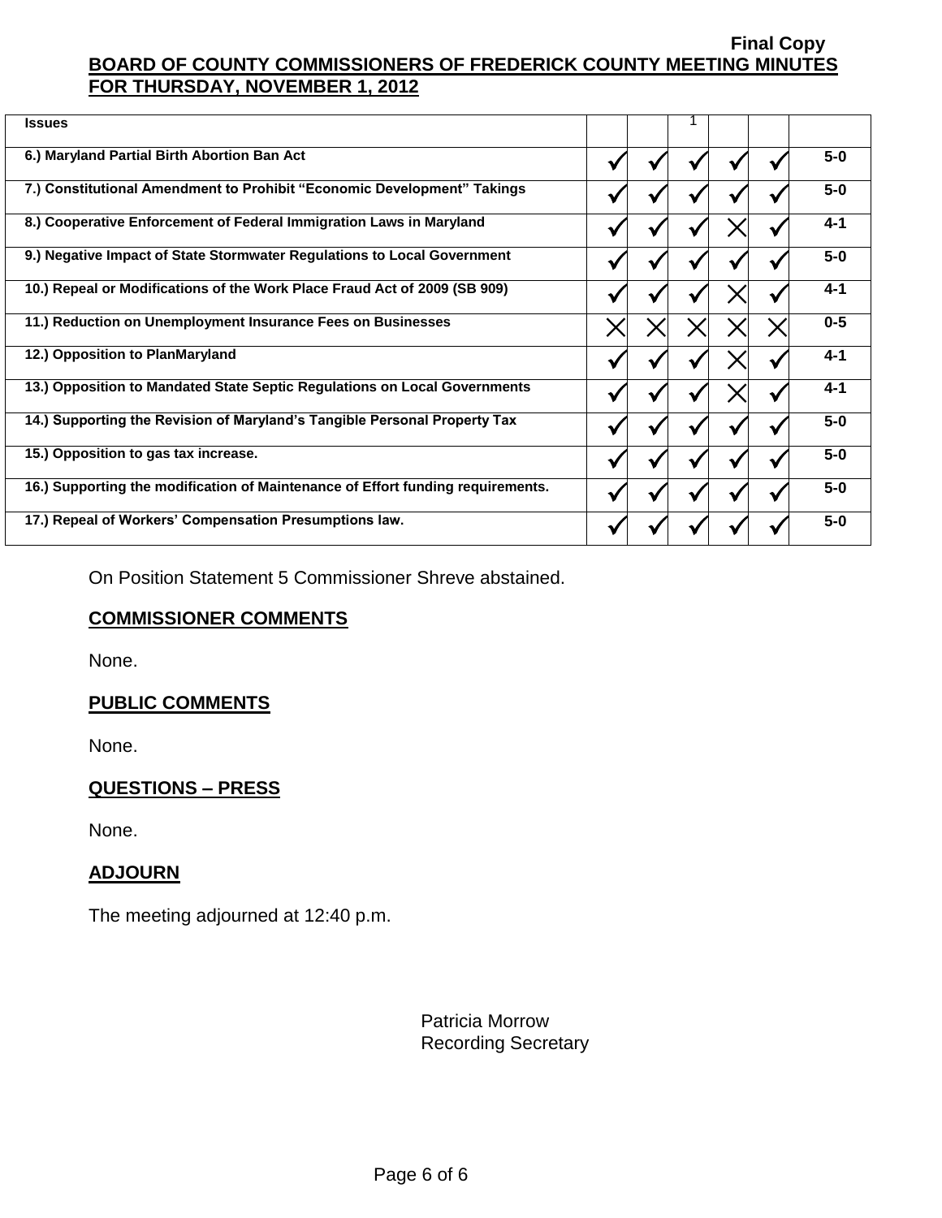**Final Copy**

**BOARD OF COUNTY COMMISSIONERS OF FREDERICK COUNTY MEETING MINUTES FOR THURSDAY, NOVEMBER 1, 2012**

| Issues | | | 1 | | | |
|---|---|---|---|---|---|---|
| 6.) Maryland Partial Birth Abortion Ban Act | ✓ | ✓ | ✓ | ✓ | ✓ | 5-0 |
| 7.) Constitutional Amendment to Prohibit "Economic Development" Takings | ✓ | ✓ | ✓ | ✓ | ✓ | 5-0 |
| 8.) Cooperative Enforcement of Federal Immigration Laws in Maryland | ✓ | ✓ | ✓ | ✗ | ✓ | 4-1 |
| 9.) Negative Impact of State Stormwater Regulations to Local Government | ✓ | ✓ | ✓ | ✓ | ✓ | 5-0 |
| 10.) Repeal or Modifications of the Work Place Fraud Act of 2009 (SB 909) | ✓ | ✓ | ✓ | ✗ | ✓ | 4-1 |
| 11.) Reduction on Unemployment Insurance Fees on Businesses | ✗ | ✗ | ✗ | ✗ | ✗ | 0-5 |
| 12.) Opposition to PlanMaryland | ✓ | ✓ | ✓ | ✗ | ✓ | 4-1 |
| 13.) Opposition to Mandated State Septic Regulations on Local Governments | ✓ | ✓ | ✓ | ✗ | ✓ | 4-1 |
| 14.) Supporting the Revision of Maryland's Tangible Personal Property Tax | ✓ | ✓ | ✓ | ✓ | ✓ | 5-0 |
| 15.) Opposition to gas tax increase. | ✓ | ✓ | ✓ | ✓ | ✓ | 5-0 |
| 16.) Supporting the modification of Maintenance of Effort funding requirements. | ✓ | ✓ | ✓ | ✓ | ✓ | 5-0 |
| 17.) Repeal of Workers' Compensation Presumptions law. | ✓ | ✓ | ✓ | ✓ | ✓ | 5-0 |

On Position Statement 5 Commissioner Shreve abstained.

## COMMISSIONER COMMENTS

None.

## PUBLIC COMMENTS

None.

## QUESTIONS – PRESS

None.

## ADJOURN

The meeting adjourned at 12:40 p.m.

Patricia Morrow
Recording Secretary